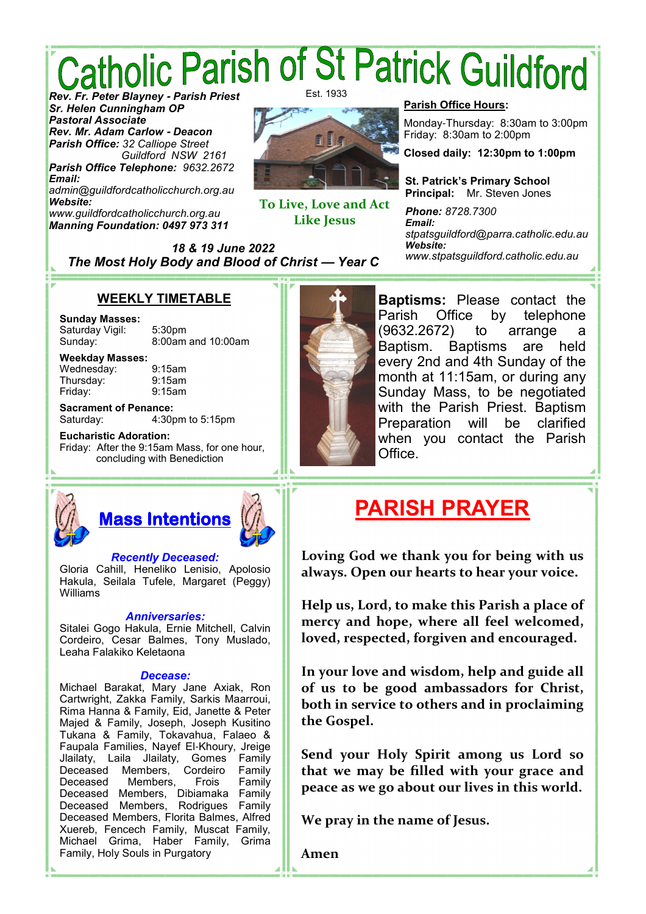# Catholic Parish of St Patrick Guildford

**Rev. Fr. Peter Blayney - Parish Priest**
**Sr. Helen Cunningham OP**
**Pastoral Associate**
**Rev. Mr. Adam Carlow - Deacon**
***Parish Office:*** *32 Calliope Street Guildford NSW 2161*
***Parish Office Telephone:*** *9632.2672*
***Email:***
*admin@guildfordcatholicchurch.org.au*
***Website:***
*www.guildfordcatholicchurch.org.au*
***Manning Foundation:*** *0497 973 311*

Est. 1933

**To Live, Love and Act Like Jesus**

**Parish Office Hours:**

Monday-Thursday: 8:30am to 3:00pm
Friday: 8:30am to 2:00pm

**Closed daily: 12:30pm to 1:00pm**

**St. Patrick's Primary School**
**Principal:** Mr. Steven Jones

***Phone:*** *8728.7300*
***Email:***
*stpatsguildford@parra.catholic.edu.au*
***Website:***
*www.stpatsguildford.catholic.edu.au*

***18 & 19 June 2022***
***The Most Holy Body and Blood of Christ — Year C***

## WEEKLY TIMETABLE

**Sunday Masses:**
Saturday Vigil: 5:30pm
Sunday: 8:00am and 10:00am

**Weekday Masses:**
Wednesday: 9:15am
Thursday: 9:15am
Friday: 9:15am

**Sacrament of Penance:**
Saturday: 4:30pm to 5:15pm

**Eucharistic Adoration:**
Friday: After the 9:15am Mass, for one hour, concluding with Benediction

**Baptisms:** Please contact the Parish Office by telephone (9632.2672) to arrange a Baptism. Baptisms are held every 2nd and 4th Sunday of the month at 11:15am, or during any Sunday Mass, to be negotiated with the Parish Priest. Baptism Preparation will be clarified when you contact the Parish Office.

## Mass Intentions

***Recently Deceased:***
Gloria Cahill, Heneliko Lenisio, Apolosio Hakula, Seilala Tufele, Margaret (Peggy) Williams

***Anniversaries:***
Sitalei Gogo Hakula, Ernie Mitchell, Calvin Cordeiro, Cesar Balmes, Tony Muslado, Leaha Falakiko Keletaona

***Decease:***
Michael Barakat, Mary Jane Axiak, Ron Cartwright, Zakka Family, Sarkis Maarroui, Rima Hanna & Family, Eid, Janette & Peter Majed & Family, Joseph, Joseph Kusitino Tukana & Family, Tokavahua, Falaeo & Faupala Families, Nayef El-Khoury, Jreige Jlailaty, Laila Jlailaty, Gomes Family Deceased Members, Cordeiro Family Deceased Members, Frois Family Deceased Members, Dibiamaka Family Deceased Members, Rodrigues Family Deceased Members, Florita Balmes, Alfred Xuereb, Fencech Family, Muscat Family, Michael Grima, Haber Family, Grima Family, Holy Souls in Purgatory

## PARISH PRAYER

**Loving God we thank you for being with us always. Open our hearts to hear your voice.**

**Help us, Lord, to make this Parish a place of mercy and hope, where all feel welcomed, loved, respected, forgiven and encouraged.**

**In your love and wisdom, help and guide all of us to be good ambassadors for Christ, both in service to others and in proclaiming the Gospel.**

**Send your Holy Spirit among us Lord so that we may be filled with your grace and peace as we go about our lives in this world.**

**We pray in the name of Jesus.**

**Amen**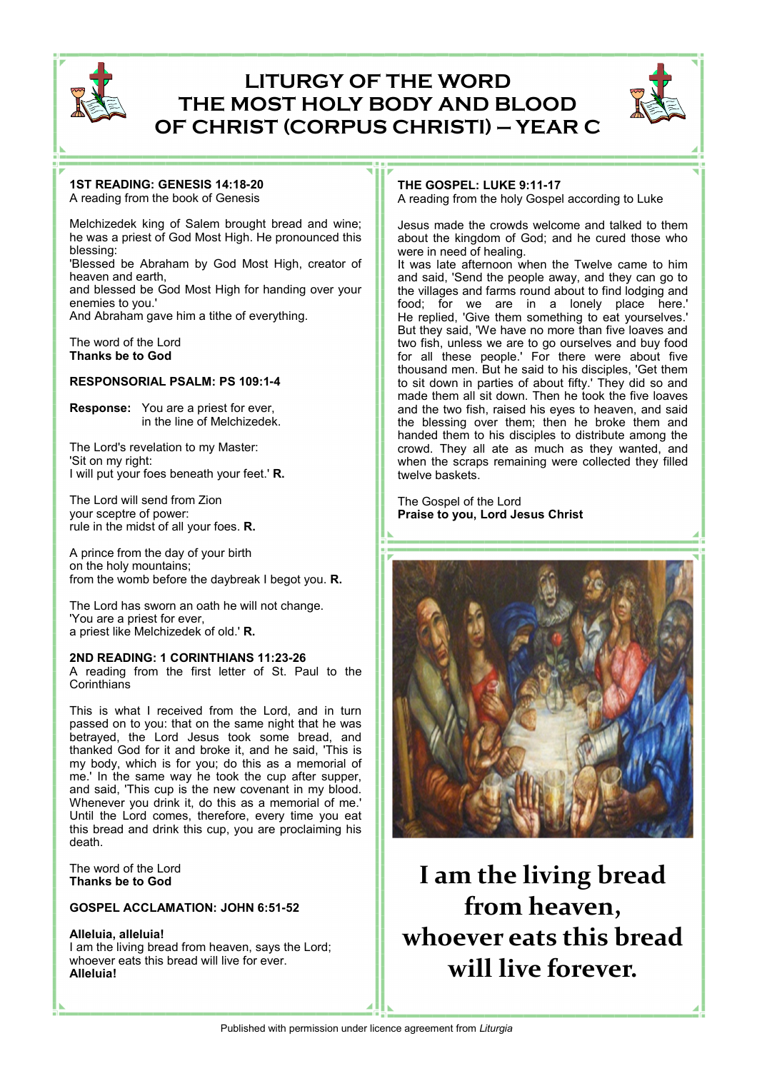# LITURGY OF THE WORD
# THE MOST HOLY BODY AND BLOOD OF CHRIST (CORPUS CHRISTI) – YEAR C

**1ST READING: GENESIS 14:18-20**
A reading from the book of Genesis

Melchizedek king of Salem brought bread and wine; he was a priest of God Most High. He pronounced this blessing:
'Blessed be Abraham by God Most High, creator of heaven and earth,
and blessed be God Most High for handing over your enemies to you.'
And Abraham gave him a tithe of everything.

The word of the Lord
**Thanks be to God**

**RESPONSORIAL PSALM: PS 109:1-4**

**Response:** You are a priest for ever,
in the line of Melchizedek.

The Lord's revelation to my Master:
'Sit on my right:
I will put your foes beneath your feet.' **R.**

The Lord will send from Zion
your sceptre of power:
rule in the midst of all your foes. **R.**

A prince from the day of your birth
on the holy mountains;
from the womb before the daybreak I begot you. **R.**

The Lord has sworn an oath he will not change.
'You are a priest for ever,
a priest like Melchizedek of old.' **R.**

**2ND READING: 1 CORINTHIANS 11:23-26**
A reading from the first letter of St. Paul to the Corinthians

This is what I received from the Lord, and in turn passed on to you: that on the same night that he was betrayed, the Lord Jesus took some bread, and thanked God for it and broke it, and he said, 'This is my body, which is for you; do this as a memorial of me.' In the same way he took the cup after supper, and said, 'This cup is the new covenant in my blood. Whenever you drink it, do this as a memorial of me.' Until the Lord comes, therefore, every time you eat this bread and drink this cup, you are proclaiming his death.

The word of the Lord
**Thanks be to God**

**GOSPEL ACCLAMATION: JOHN 6:51-52**

**Alleluia, alleluia!**
I am the living bread from heaven, says the Lord;
whoever eats this bread will live for ever.
**Alleluia!**

**THE GOSPEL: LUKE 9:11-17**
A reading from the holy Gospel according to Luke

Jesus made the crowds welcome and talked to them about the kingdom of God; and he cured those who were in need of healing.
It was late afternoon when the Twelve came to him and said, 'Send the people away, and they can go to the villages and farms round about to find lodging and food; for we are in a lonely place here.' He replied, 'Give them something to eat yourselves.' But they said, 'We have no more than five loaves and two fish, unless we are to go ourselves and buy food for all these people.' For there were about five thousand men. But he said to his disciples, 'Get them to sit down in parties of about fifty.' They did so and made them all sit down. Then he took the five loaves and the two fish, raised his eyes to heaven, and said the blessing over them; then he broke them and handed them to his disciples to distribute among the crowd. They all ate as much as they wanted, and when the scraps remaining were collected they filled twelve baskets.

The Gospel of the Lord
**Praise to you, Lord Jesus Christ**

**I am the living bread from heaven, whoever eats this bread will live forever.**

Published with permission under licence agreement from *Liturgia*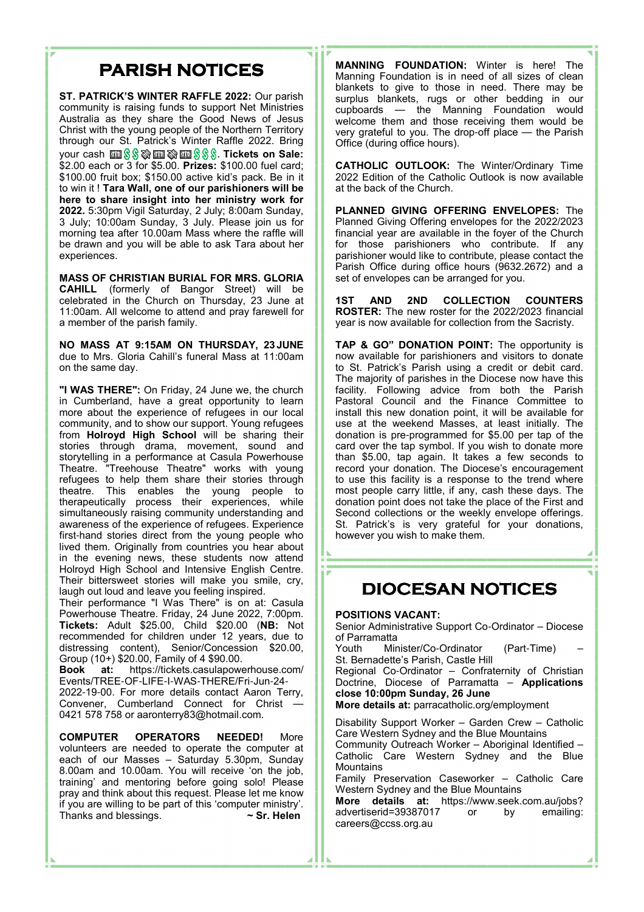# PARISH NOTICES

**ST. PATRICK'S WINTER RAFFLE 2022:** Our parish community is raising funds to support Net Ministries Australia as they share the Good News of Jesus Christ with the young people of the Northern Territory through our St. Patrick's Winter Raffle 2022. Bring your cash 💵💲💲💰💵💰💵💲💲💲. **Tickets on Sale:** $2.00 each or 3 for $5.00. **Prizes:** $100.00 fuel card; $100.00 fruit box; $150.00 active kid's pack. Be in it to win it ! **Tara Wall, one of our parishioners will be here to share insight into her ministry work for 2022.** 5:30pm Vigil Saturday, 2 July; 8:00am Sunday, 3 July; 10:00am Sunday, 3 July. Please join us for morning tea after 10.00am Mass where the raffle will be drawn and you will be able to ask Tara about her experiences.

**MASS OF CHRISTIAN BURIAL FOR MRS. GLORIA CAHILL** (formerly of Bangor Street) will be celebrated in the Church on Thursday, 23 June at 11:00am. All welcome to attend and pray farewell for a member of the parish family.

**NO MASS AT 9:15AM ON THURSDAY, 23 JUNE** due to Mrs. Gloria Cahill's funeral Mass at 11:00am on the same day.

**"I WAS THERE":** On Friday, 24 June we, the church in Cumberland, have a great opportunity to learn more about the experience of refugees in our local community, and to show our support. Young refugees from **Holroyd High School** will be sharing their stories through drama, movement, sound and storytelling in a performance at Casula Powerhouse Theatre. "Treehouse Theatre" works with young refugees to help them share their stories through theatre. This enables the young people to therapeutically process their experiences, while simultaneously raising community understanding and awareness of the experience of refugees. Experience first-hand stories direct from the young people who lived them. Originally from countries you hear about in the evening news, these students now attend Holroyd High School and Intensive English Centre. Their bittersweet stories will make you smile, cry, laugh out loud and leave you feeling inspired.

Their performance "I Was There" is on at: Casula Powerhouse Theatre. Friday, 24 June 2022, 7:00pm. **Tickets:** Adult $25.00, Child $20.00 (**NB:** Not recommended for children under 12 years, due to distressing content), Senior/Concession $20.00, Group (10+) $20.00, Family of 4 $90.00.

**Book at:** https://tickets.casulapowerhouse.com/Events/TREE-OF-LIFE-I-WAS-THERE/Fri-Jun-24-2022-19-00. For more details contact Aaron Terry, Convener, Cumberland Connect for Christ — 0421 578 758 or aaronterry83@hotmail.com.

**COMPUTER OPERATORS NEEDED!** More volunteers are needed to operate the computer at each of our Masses – Saturday 5.30pm, Sunday 8.00am and 10.00am. You will receive 'on the job, training' and mentoring before going solo! Please pray and think about this request. Please let me know if you are willing to be part of this 'computer ministry'. Thanks and blessings. **~ Sr. Helen**

**MANNING FOUNDATION:** Winter is here! The Manning Foundation is in need of all sizes of clean blankets to give to those in need. There may be surplus blankets, rugs or other bedding in our cupboards — the Manning Foundation would welcome them and those receiving them would be very grateful to you. The drop-off place — the Parish Office (during office hours).

**CATHOLIC OUTLOOK:** The Winter/Ordinary Time 2022 Edition of the Catholic Outlook is now available at the back of the Church.

**PLANNED GIVING OFFERING ENVELOPES:** The Planned Giving Offering envelopes for the 2022/2023 financial year are available in the foyer of the Church for those parishioners who contribute. If any parishioner would like to contribute, please contact the Parish Office during office hours (9632.2672) and a set of envelopes can be arranged for you.

**1ST AND 2ND COLLECTION COUNTERS ROSTER:** The new roster for the 2022/2023 financial year is now available for collection from the Sacristy.

**TAP & GO" DONATION POINT:** The opportunity is now available for parishioners and visitors to donate to St. Patrick's Parish using a credit or debit card. The majority of parishes in the Diocese now have this facility. Following advice from both the Parish Pastoral Council and the Finance Committee to install this new donation point, it will be available for use at the weekend Masses, at least initially. The donation is pre-programmed for $5.00 per tap of the card over the tap symbol. If you wish to donate more than $5.00, tap again. It takes a few seconds to record your donation. The Diocese's encouragement to use this facility is a response to the trend where most people carry little, if any, cash these days. The donation point does not take the place of the First and Second collections or the weekly envelope offerings. St. Patrick's is very grateful for your donations, however you wish to make them.

# DIOCESAN NOTICES

**POSITIONS VACANT:**

Senior Administrative Support Co-Ordinator – Diocese of Parramatta

Youth Minister/Co-Ordinator (Part-Time) – St. Bernadette's Parish, Castle Hill

Regional Co-Ordinator – Confraternity of Christian Doctrine, Diocese of Parramatta – **Applications close 10:00pm Sunday, 26 June**

**More details at:** parracatholic.org/employment

Disability Support Worker – Garden Crew – Catholic Care Western Sydney and the Blue Mountains

Community Outreach Worker – Aboriginal Identified – Catholic Care Western Sydney and the Blue Mountains

Family Preservation Caseworker – Catholic Care Western Sydney and the Blue Mountains

**More details at:** https://www.seek.com.au/jobs?advertiserid=39387017 or by emailing: careers@ccss.org.au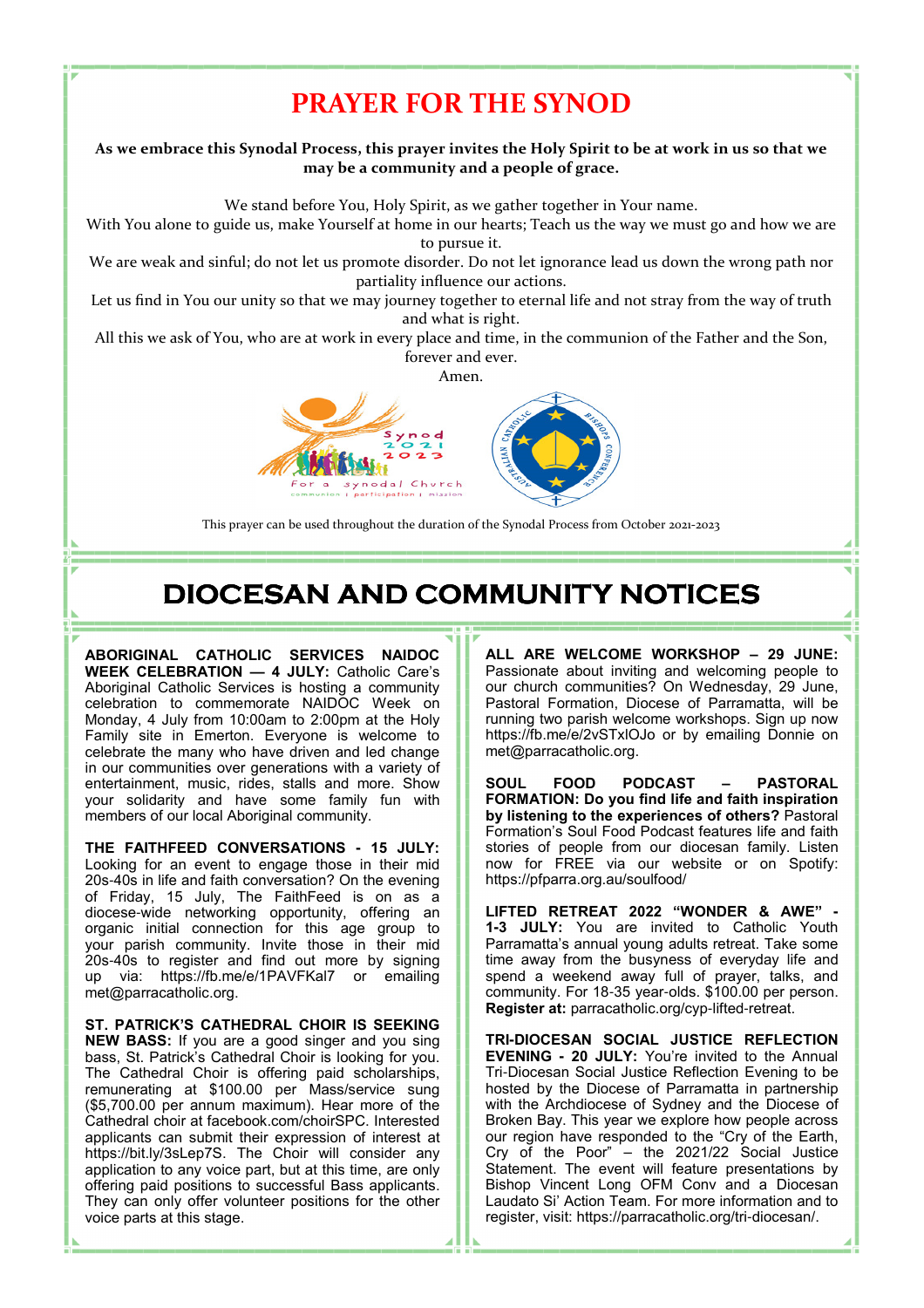# PRAYER FOR THE SYNOD

**As we embrace this Synodal Process, this prayer invites the Holy Spirit to be at work in us so that we may be a community and a people of grace.**

We stand before You, Holy Spirit, as we gather together in Your name.
With You alone to guide us, make Yourself at home in our hearts; Teach us the way we must go and how we are to pursue it.
We are weak and sinful; do not let us promote disorder. Do not let ignorance lead us down the wrong path nor partiality influence our actions.
Let us find in You our unity so that we may journey together to eternal life and not stray from the way of truth and what is right.
All this we ask of You, who are at work in every place and time, in the communion of the Father and the Son, forever and ever.
Amen.

This prayer can be used throughout the duration of the Synodal Process from October 2021-2023

# DIOCESAN AND COMMUNITY NOTICES

**ABORIGINAL CATHOLIC SERVICES NAIDOC WEEK CELEBRATION — 4 JULY:** Catholic Care's Aboriginal Catholic Services is hosting a community celebration to commemorate NAIDOC Week on Monday, 4 July from 10:00am to 2:00pm at the Holy Family site in Emerton. Everyone is welcome to celebrate the many who have driven and led change in our communities over generations with a variety of entertainment, music, rides, stalls and more. Show your solidarity and have some family fun with members of our local Aboriginal community.

**THE FAITHFEED CONVERSATIONS - 15 JULY:** Looking for an event to engage those in their mid 20s-40s in life and faith conversation? On the evening of Friday, 15 July, The FaithFeed is on as a diocese-wide networking opportunity, offering an organic initial connection for this age group to your parish community. Invite those in their mid 20s-40s to register and find out more by signing up via: https://fb.me/e/1PAVFKal7 or emailing met@parracatholic.org.

**ST. PATRICK'S CATHEDRAL CHOIR IS SEEKING NEW BASS:** If you are a good singer and you sing bass, St. Patrick's Cathedral Choir is looking for you. The Cathedral Choir is offering paid scholarships, remunerating at $100.00 per Mass/service sung ($5,700.00 per annum maximum). Hear more of the Cathedral choir at facebook.com/choirSPC. Interested applicants can submit their expression of interest at https://bit.ly/3sLep7S. The Choir will consider any application to any voice part, but at this time, are only offering paid positions to successful Bass applicants. They can only offer volunteer positions for the other voice parts at this stage.

**ALL ARE WELCOME WORKSHOP – 29 JUNE:** Passionate about inviting and welcoming people to our church communities? On Wednesday, 29 June, Pastoral Formation, Diocese of Parramatta, will be running two parish welcome workshops. Sign up now https://fb.me/e/2vSTxlOJo or by emailing Donnie on met@parracatholic.org.

**SOUL FOOD PODCAST – PASTORAL FORMATION: Do you find life and faith inspiration by listening to the experiences of others?** Pastoral Formation's Soul Food Podcast features life and faith stories of people from our diocesan family. Listen now for FREE via our website or on Spotify: https://pfparra.org.au/soulfood/

**LIFTED RETREAT 2022 "WONDER & AWE" - 1-3 JULY:** You are invited to Catholic Youth Parramatta's annual young adults retreat. Take some time away from the busyness of everyday life and spend a weekend away full of prayer, talks, and community. For 18-35 year-olds. $100.00 per person. **Register at:** parracatholic.org/cyp-lifted-retreat.

**TRI-DIOCESAN SOCIAL JUSTICE REFLECTION EVENING - 20 JULY:** You're invited to the Annual Tri-Diocesan Social Justice Reflection Evening to be hosted by the Diocese of Parramatta in partnership with the Archdiocese of Sydney and the Diocese of Broken Bay. This year we explore how people across our region have responded to the "Cry of the Earth, Cry of the Poor" – the 2021/22 Social Justice Statement. The event will feature presentations by Bishop Vincent Long OFM Conv and a Diocesan Laudato Si' Action Team. For more information and to register, visit: https://parracatholic.org/tri-diocesan/.